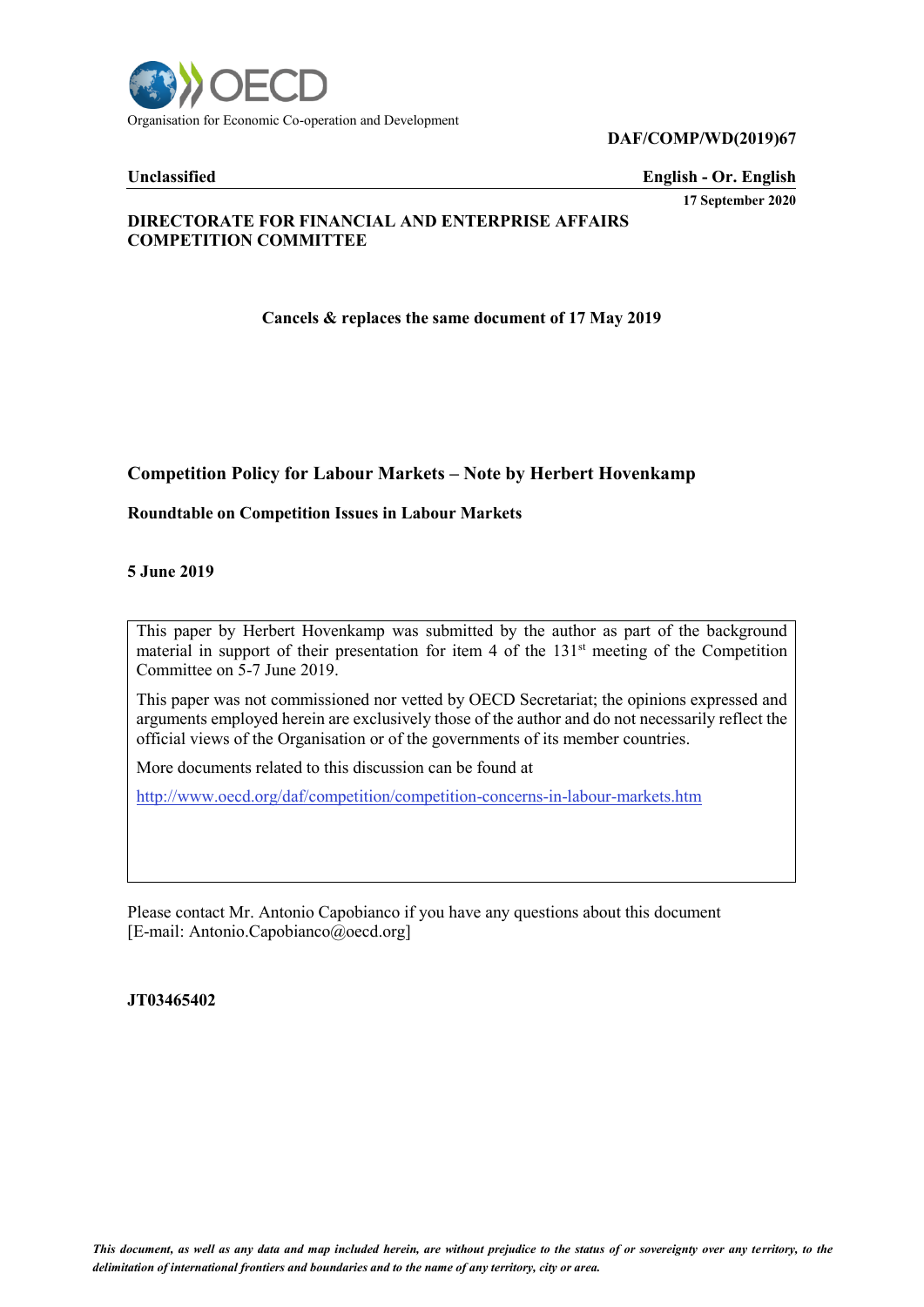Organisation for Economic Co-operation and Development

**DAF/COMP/WD(2019)67**

**Unclassified** | **English - Or. English**

**17 September 2020**

**DIRECTORATE FOR FINANCIAL AND ENTERPRISE AFFAIRS**
**COMPETITION COMMITTEE**

**Cancels & replaces the same document of 17 May 2019**

# Competition Policy for Labour Markets – Note by Herbert Hovenkamp

## Roundtable on Competition Issues in Labour Markets

**5 June 2019**

This paper by Herbert Hovenkamp was submitted by the author as part of the background material in support of their presentation for item 4 of the 131st meeting of the Competition Committee on 5-7 June 2019.

This paper was not commissioned nor vetted by OECD Secretariat; the opinions expressed and arguments employed herein are exclusively those of the author and do not necessarily reflect the official views of the Organisation or of the governments of its member countries.

More documents related to this discussion can be found at

http://www.oecd.org/daf/competition/competition-concerns-in-labour-markets.htm

Please contact Mr. Antonio Capobianco if you have any questions about this document [E-mail: Antonio.Capobianco@oecd.org]

**JT03465402**

*This document, as well as any data and map included herein, are without prejudice to the status of or sovereignty over any territory, to the delimitation of international frontiers and boundaries and to the name of any territory, city or area.*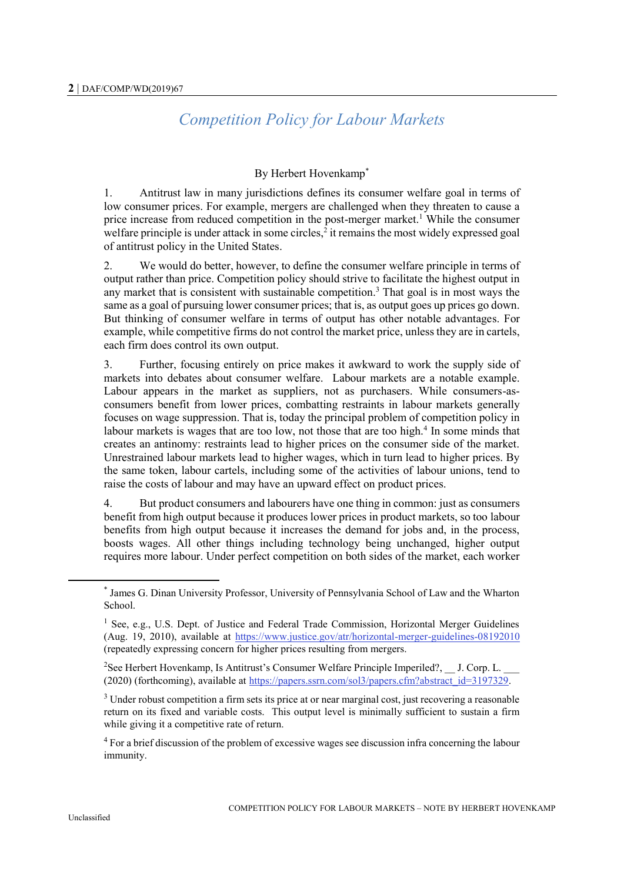# *Competition Policy for Labour Markets*

By Herbert Hovenkamp[*]

1. Antitrust law in many jurisdictions defines its consumer welfare goal in terms of low consumer prices. For example, mergers are challenged when they threaten to cause a price increase from reduced competition in the post-merger market.[1] While the consumer welfare principle is under attack in some circles,[2] it remains the most widely expressed goal of antitrust policy in the United States.

2. We would do better, however, to define the consumer welfare principle in terms of output rather than price. Competition policy should strive to facilitate the highest output in any market that is consistent with sustainable competition.[3] That goal is in most ways the same as a goal of pursuing lower consumer prices; that is, as output goes up prices go down. But thinking of consumer welfare in terms of output has other notable advantages. For example, while competitive firms do not control the market price, unless they are in cartels, each firm does control its own output.

3. Further, focusing entirely on price makes it awkward to work the supply side of markets into debates about consumer welfare. Labour markets are a notable example. Labour appears in the market as suppliers, not as purchasers. While consumers-as-consumers benefit from lower prices, combatting restraints in labour markets generally focuses on wage suppression. That is, today the principal problem of competition policy in labour markets is wages that are too low, not those that are too high.[4] In some minds that creates an antinomy: restraints lead to higher prices on the consumer side of the market. Unrestrained labour markets lead to higher wages, which in turn lead to higher prices. By the same token, labour cartels, including some of the activities of labour unions, tend to raise the costs of labour and may have an upward effect on product prices.

4. But product consumers and labourers have one thing in common: just as consumers benefit from high output because it produces lower prices in product markets, so too labour benefits from high output because it increases the demand for jobs and, in the process, boosts wages. All other things including technology being unchanged, higher output requires more labour. Under perfect competition on both sides of the market, each worker

---

[*] James G. Dinan University Professor, University of Pennsylvania School of Law and the Wharton School.

[1] See, e.g., U.S. Dept. of Justice and Federal Trade Commission, Horizontal Merger Guidelines (Aug. 19, 2010), available at https://www.justice.gov/atr/horizontal-merger-guidelines-08192010 (repeatedly expressing concern for higher prices resulting from mergers.

[2] See Herbert Hovenkamp, Is Antitrust's Consumer Welfare Principle Imperiled?, __ J. Corp. L. ___ (2020) (forthcoming), available at https://papers.ssrn.com/sol3/papers.cfm?abstract_id=3197329.

[3] Under robust competition a firm sets its price at or near marginal cost, just recovering a reasonable return on its fixed and variable costs. This output level is minimally sufficient to sustain a firm while giving it a competitive rate of return.

[4] For a brief discussion of the problem of excessive wages see discussion infra concerning the labour immunity.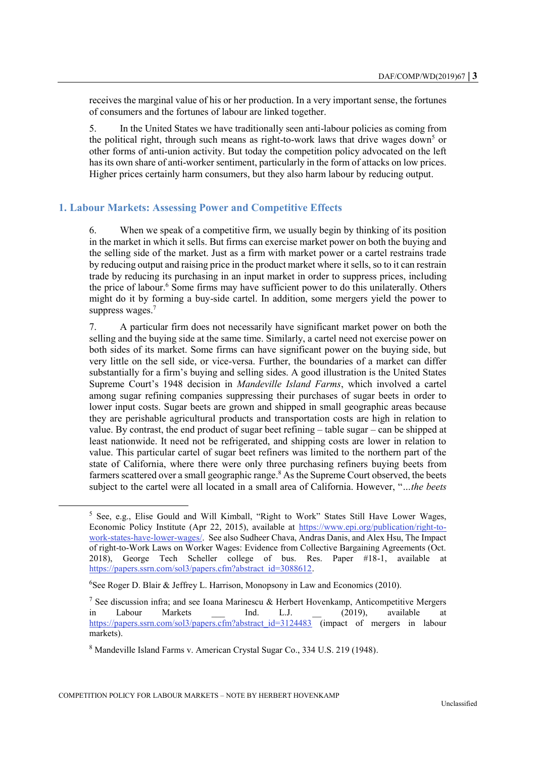receives the marginal value of his or her production. In a very important sense, the fortunes of consumers and the fortunes of labour are linked together.

5. In the United States we have traditionally seen anti-labour policies as coming from the political right, through such means as right-to-work laws that drive wages down[5] or other forms of anti-union activity. But today the competition policy advocated on the left has its own share of anti-worker sentiment, particularly in the form of attacks on low prices. Higher prices certainly harm consumers, but they also harm labour by reducing output.

## 1. Labour Markets: Assessing Power and Competitive Effects

6. When we speak of a competitive firm, we usually begin by thinking of its position in the market in which it sells. But firms can exercise market power on both the buying and the selling side of the market. Just as a firm with market power or a cartel restrains trade by reducing output and raising price in the product market where it sells, so to it can restrain trade by reducing its purchasing in an input market in order to suppress prices, including the price of labour.[6] Some firms may have sufficient power to do this unilaterally. Others might do it by forming a buy-side cartel. In addition, some mergers yield the power to suppress wages.[7]

7. A particular firm does not necessarily have significant market power on both the selling and the buying side at the same time. Similarly, a cartel need not exercise power on both sides of its market. Some firms can have significant power on the buying side, but very little on the sell side, or vice-versa. Further, the boundaries of a market can differ substantially for a firm's buying and selling sides. A good illustration is the United States Supreme Court's 1948 decision in *Mandeville Island Farms*, which involved a cartel among sugar refining companies suppressing their purchases of sugar beets in order to lower input costs. Sugar beets are grown and shipped in small geographic areas because they are perishable agricultural products and transportation costs are high in relation to value. By contrast, the end product of sugar beet refining – table sugar – can be shipped at least nationwide. It need not be refrigerated, and shipping costs are lower in relation to value. This particular cartel of sugar beet refiners was limited to the northern part of the state of California, where there were only three purchasing refiners buying beets from farmers scattered over a small geographic range.[8] As the Supreme Court observed, the beets subject to the cartel were all located in a small area of California. However, "*…the beets*

---

[5] See, e.g., Elise Gould and Will Kimball, "Right to Work" States Still Have Lower Wages, Economic Policy Institute (Apr 22, 2015), available at https://www.epi.org/publication/right-to-work-states-have-lower-wages/. See also Sudheer Chava, Andras Danis, and Alex Hsu, The Impact of right-to-Work Laws on Worker Wages: Evidence from Collective Bargaining Agreements (Oct. 2018), George Tech Scheller college of bus. Res. Paper #18-1, available at https://papers.ssrn.com/sol3/papers.cfm?abstract_id=3088612.

[6] See Roger D. Blair & Jeffrey L. Harrison, Monopsony in Law and Economics (2010).

[7] See discussion infra; and see Ioana Marinescu & Herbert Hovenkamp, Anticompetitive Mergers in Labour Markets ___ Ind. L.J. __ (2019), available at https://papers.ssrn.com/sol3/papers.cfm?abstract_id=3124483 (impact of mergers in labour markets).

[8] Mandeville Island Farms v. American Crystal Sugar Co., 334 U.S. 219 (1948).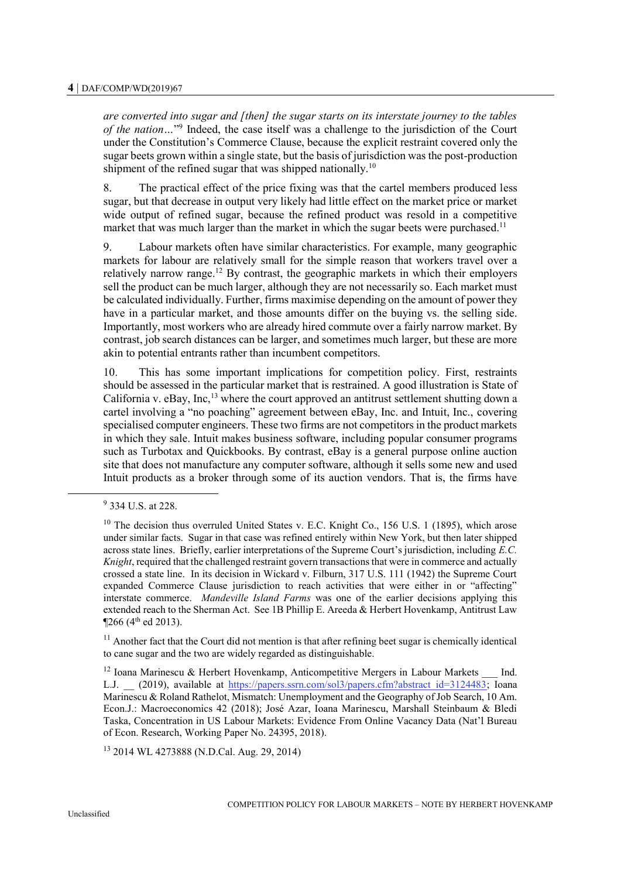*are converted into sugar and [then] the sugar starts on its interstate journey to the tables of the nation…*"[9] Indeed, the case itself was a challenge to the jurisdiction of the Court under the Constitution's Commerce Clause, because the explicit restraint covered only the sugar beets grown within a single state, but the basis of jurisdiction was the post-production shipment of the refined sugar that was shipped nationally.[10]

8. The practical effect of the price fixing was that the cartel members produced less sugar, but that decrease in output very likely had little effect on the market price or market wide output of refined sugar, because the refined product was resold in a competitive market that was much larger than the market in which the sugar beets were purchased.[11]

9. Labour markets often have similar characteristics. For example, many geographic markets for labour are relatively small for the simple reason that workers travel over a relatively narrow range.[12] By contrast, the geographic markets in which their employers sell the product can be much larger, although they are not necessarily so. Each market must be calculated individually. Further, firms maximise depending on the amount of power they have in a particular market, and those amounts differ on the buying vs. the selling side. Importantly, most workers who are already hired commute over a fairly narrow market. By contrast, job search distances can be larger, and sometimes much larger, but these are more akin to potential entrants rather than incumbent competitors.

10. This has some important implications for competition policy. First, restraints should be assessed in the particular market that is restrained. A good illustration is State of California v. eBay, Inc,[13] where the court approved an antitrust settlement shutting down a cartel involving a "no poaching" agreement between eBay, Inc. and Intuit, Inc., covering specialised computer engineers. These two firms are not competitors in the product markets in which they sale. Intuit makes business software, including popular consumer programs such as Turbotax and Quickbooks. By contrast, eBay is a general purpose online auction site that does not manufacture any computer software, although it sells some new and used Intuit products as a broker through some of its auction vendors. That is, the firms have

---

[9] 334 U.S. at 228.

[10] The decision thus overruled United States v. E.C. Knight Co., 156 U.S. 1 (1895), which arose under similar facts. Sugar in that case was refined entirely within New York, but then later shipped across state lines. Briefly, earlier interpretations of the Supreme Court's jurisdiction, including *E.C. Knight*, required that the challenged restraint govern transactions that were in commerce and actually crossed a state line. In its decision in Wickard v. Filburn, 317 U.S. 111 (1942) the Supreme Court expanded Commerce Clause jurisdiction to reach activities that were either in or "affecting" interstate commerce. *Mandeville Island Farms* was one of the earlier decisions applying this extended reach to the Sherman Act. See 1B Phillip E. Areeda & Herbert Hovenkamp, Antitrust Law ¶266 (4th ed 2013).

[11] Another fact that the Court did not mention is that after refining beet sugar is chemically identical to cane sugar and the two are widely regarded as distinguishable.

[12] Ioana Marinescu & Herbert Hovenkamp, Anticompetitive Mergers in Labour Markets ___ Ind. L.J. __ (2019), available at https://papers.ssrn.com/sol3/papers.cfm?abstract_id=3124483; Ioana Marinescu & Roland Rathelot, Mismatch: Unemployment and the Geography of Job Search, 10 Am. Econ.J.: Macroeconomics 42 (2018); José Azar, Ioana Marinescu, Marshall Steinbaum & Bledi Taska, Concentration in US Labour Markets: Evidence From Online Vacancy Data (Nat'l Bureau of Econ. Research, Working Paper No. 24395, 2018).

[13] 2014 WL 4273888 (N.D.Cal. Aug. 29, 2014)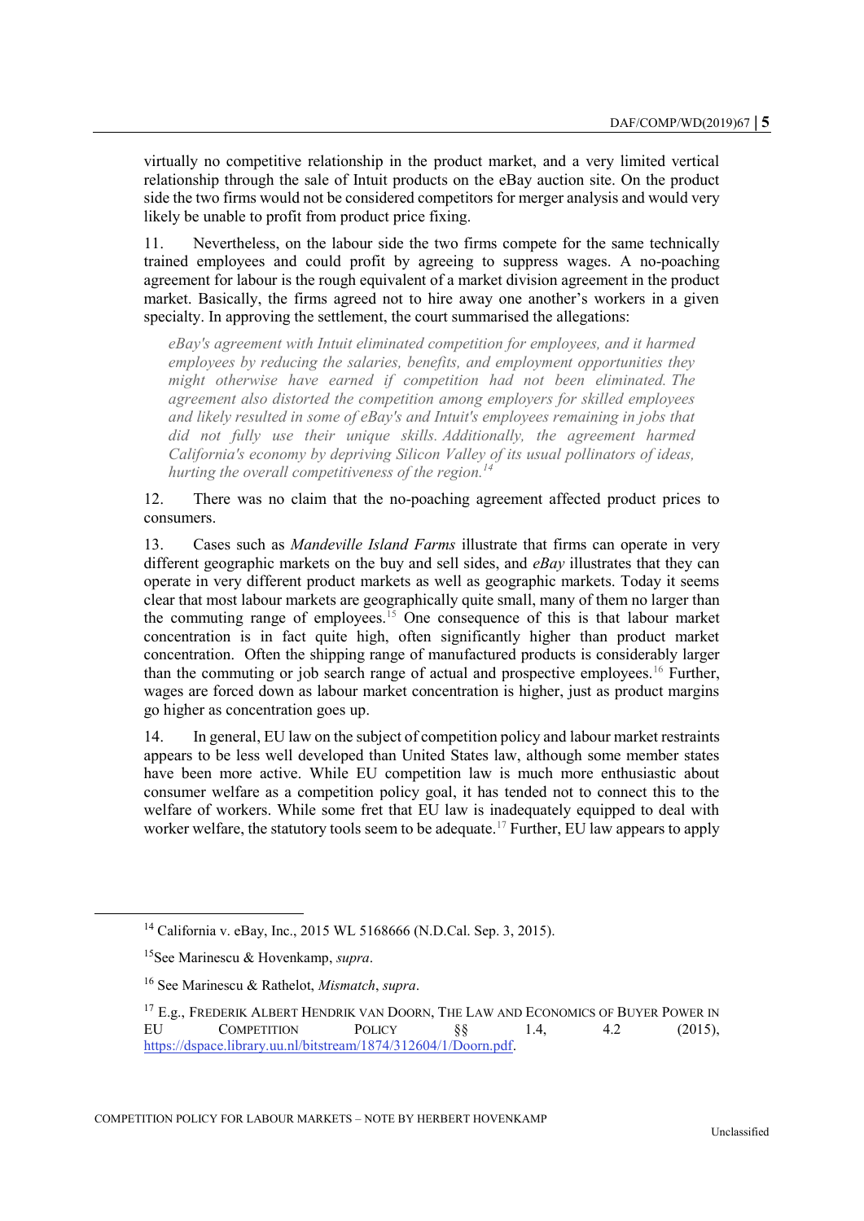virtually no competitive relationship in the product market, and a very limited vertical relationship through the sale of Intuit products on the eBay auction site. On the product side the two firms would not be considered competitors for merger analysis and would very likely be unable to profit from product price fixing.

11. Nevertheless, on the labour side the two firms compete for the same technically trained employees and could profit by agreeing to suppress wages. A no-poaching agreement for labour is the rough equivalent of a market division agreement in the product market. Basically, the firms agreed not to hire away one another's workers in a given specialty. In approving the settlement, the court summarised the allegations:

> *eBay's agreement with Intuit eliminated competition for employees, and it harmed employees by reducing the salaries, benefits, and employment opportunities they might otherwise have earned if competition had not been eliminated. The agreement also distorted the competition among employers for skilled employees and likely resulted in some of eBay's and Intuit's employees remaining in jobs that did not fully use their unique skills. Additionally, the agreement harmed California's economy by depriving Silicon Valley of its usual pollinators of ideas, hurting the overall competitiveness of the region.*[14]

12. There was no claim that the no-poaching agreement affected product prices to consumers.

13. Cases such as *Mandeville Island Farms* illustrate that firms can operate in very different geographic markets on the buy and sell sides, and *eBay* illustrates that they can operate in very different product markets as well as geographic markets. Today it seems clear that most labour markets are geographically quite small, many of them no larger than the commuting range of employees.[15] One consequence of this is that labour market concentration is in fact quite high, often significantly higher than product market concentration. Often the shipping range of manufactured products is considerably larger than the commuting or job search range of actual and prospective employees.[16] Further, wages are forced down as labour market concentration is higher, just as product margins go higher as concentration goes up.

14. In general, EU law on the subject of competition policy and labour market restraints appears to be less well developed than United States law, although some member states have been more active. While EU competition law is much more enthusiastic about consumer welfare as a competition policy goal, it has tended not to connect this to the welfare of workers. While some fret that EU law is inadequately equipped to deal with worker welfare, the statutory tools seem to be adequate.[17] Further, EU law appears to apply

---

[14] California v. eBay, Inc., 2015 WL 5168666 (N.D.Cal. Sep. 3, 2015).

[15] See Marinescu & Hovenkamp, *supra*.

[16] See Marinescu & Rathelot, *Mismatch*, *supra*.

[17] E.g., FREDERIK ALBERT HENDRIK VAN DOORN, THE LAW AND ECONOMICS OF BUYER POWER IN EU COMPETITION POLICY §§ 1.4, 4.2 (2015), https://dspace.library.uu.nl/bitstream/1874/312604/1/Doorn.pdf.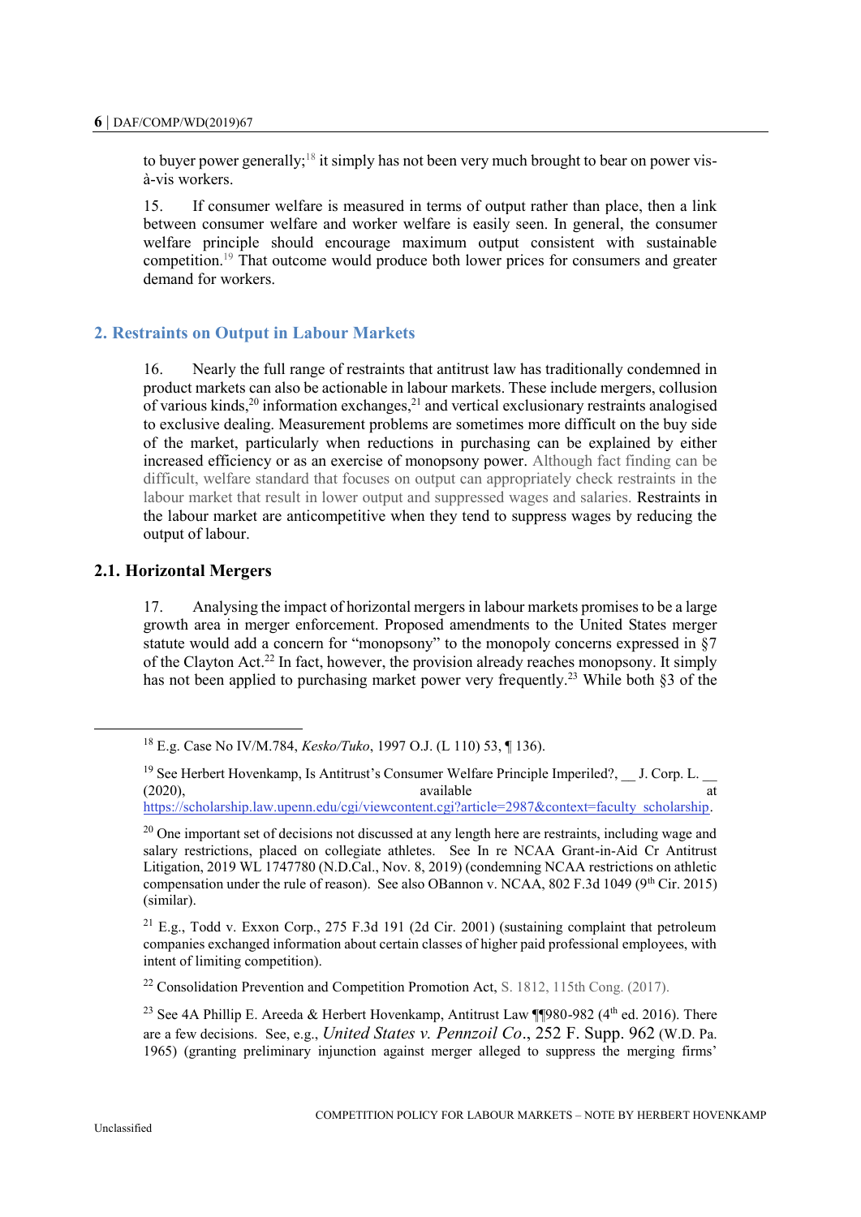to buyer power generally;[18] it simply has not been very much brought to bear on power vis-à-vis workers.

15. If consumer welfare is measured in terms of output rather than place, then a link between consumer welfare and worker welfare is easily seen. In general, the consumer welfare principle should encourage maximum output consistent with sustainable competition.[19] That outcome would produce both lower prices for consumers and greater demand for workers.

## 2. Restraints on Output in Labour Markets

16. Nearly the full range of restraints that antitrust law has traditionally condemned in product markets can also be actionable in labour markets. These include mergers, collusion of various kinds,[20] information exchanges,[21] and vertical exclusionary restraints analogised to exclusive dealing. Measurement problems are sometimes more difficult on the buy side of the market, particularly when reductions in purchasing can be explained by either increased efficiency or as an exercise of monopsony power. Although fact finding can be difficult, welfare standard that focuses on output can appropriately check restraints in the labour market that result in lower output and suppressed wages and salaries. Restraints in the labour market are anticompetitive when they tend to suppress wages by reducing the output of labour.

### 2.1. Horizontal Mergers

17. Analysing the impact of horizontal mergers in labour markets promises to be a large growth area in merger enforcement. Proposed amendments to the United States merger statute would add a concern for "monopsony" to the monopoly concerns expressed in §7 of the Clayton Act.[22] In fact, however, the provision already reaches monopsony. It simply has not been applied to purchasing market power very frequently.[23] While both §3 of the

---

[18] E.g. Case No IV/M.784, *Kesko/Tuko*, 1997 O.J. (L 110) 53, ¶ 136).

[19] See Herbert Hovenkamp, Is Antitrust's Consumer Welfare Principle Imperiled?, __ J. Corp. L. __ (2020), available at https://scholarship.law.upenn.edu/cgi/viewcontent.cgi?article=2987&context=faculty_scholarship.

[20] One important set of decisions not discussed at any length here are restraints, including wage and salary restrictions, placed on collegiate athletes. See In re NCAA Grant-in-Aid Cr Antitrust Litigation, 2019 WL 1747780 (N.D.Cal., Nov. 8, 2019) (condemning NCAA restrictions on athletic compensation under the rule of reason). See also OBannon v. NCAA, 802 F.3d 1049 (9th Cir. 2015) (similar).

[21] E.g., Todd v. Exxon Corp., 275 F.3d 191 (2d Cir. 2001) (sustaining complaint that petroleum companies exchanged information about certain classes of higher paid professional employees, with intent of limiting competition).

[22] Consolidation Prevention and Competition Promotion Act, S. 1812, 115th Cong. (2017).

[23] See 4A Phillip E. Areeda & Herbert Hovenkamp, Antitrust Law ¶¶980-982 (4th ed. 2016). There are a few decisions. See, e.g., *United States v. Pennzoil Co*., 252 F. Supp. 962 (W.D. Pa. 1965) (granting preliminary injunction against merger alleged to suppress the merging firms'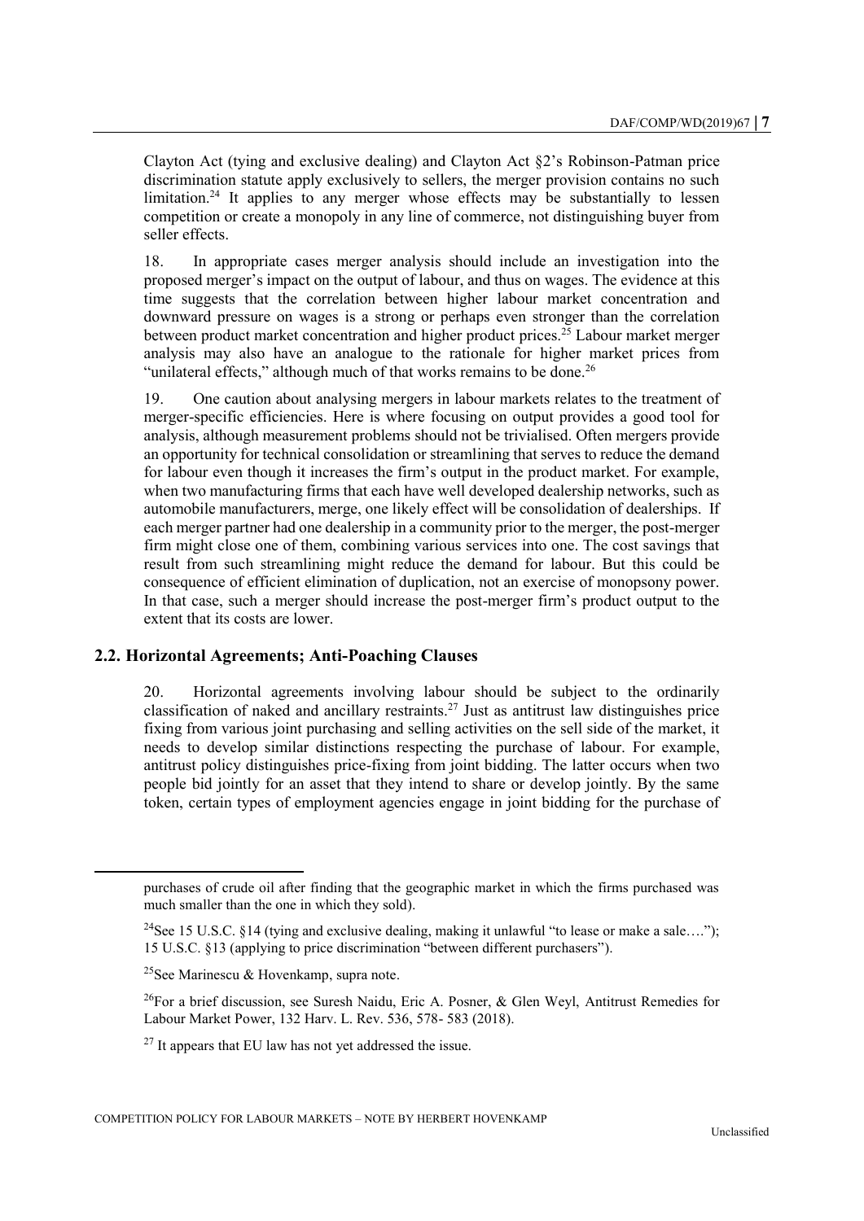Clayton Act (tying and exclusive dealing) and Clayton Act §2's Robinson-Patman price discrimination statute apply exclusively to sellers, the merger provision contains no such limitation.[24] It applies to any merger whose effects may be substantially to lessen competition or create a monopoly in any line of commerce, not distinguishing buyer from seller effects.

18. In appropriate cases merger analysis should include an investigation into the proposed merger's impact on the output of labour, and thus on wages. The evidence at this time suggests that the correlation between higher labour market concentration and downward pressure on wages is a strong or perhaps even stronger than the correlation between product market concentration and higher product prices.[25] Labour market merger analysis may also have an analogue to the rationale for higher market prices from "unilateral effects," although much of that works remains to be done.[26]

19. One caution about analysing mergers in labour markets relates to the treatment of merger-specific efficiencies. Here is where focusing on output provides a good tool for analysis, although measurement problems should not be trivialised. Often mergers provide an opportunity for technical consolidation or streamlining that serves to reduce the demand for labour even though it increases the firm's output in the product market. For example, when two manufacturing firms that each have well developed dealership networks, such as automobile manufacturers, merge, one likely effect will be consolidation of dealerships. If each merger partner had one dealership in a community prior to the merger, the post-merger firm might close one of them, combining various services into one. The cost savings that result from such streamlining might reduce the demand for labour. But this could be consequence of efficient elimination of duplication, not an exercise of monopsony power. In that case, such a merger should increase the post-merger firm's product output to the extent that its costs are lower.

### 2.2. Horizontal Agreements; Anti-Poaching Clauses

20. Horizontal agreements involving labour should be subject to the ordinarily classification of naked and ancillary restraints.[27] Just as antitrust law distinguishes price fixing from various joint purchasing and selling activities on the sell side of the market, it needs to develop similar distinctions respecting the purchase of labour. For example, antitrust policy distinguishes price-fixing from joint bidding. The latter occurs when two people bid jointly for an asset that they intend to share or develop jointly. By the same token, certain types of employment agencies engage in joint bidding for the purchase of

---

purchases of crude oil after finding that the geographic market in which the firms purchased was much smaller than the one in which they sold).

[24] See 15 U.S.C. §14 (tying and exclusive dealing, making it unlawful "to lease or make a sale…."); 15 U.S.C. §13 (applying to price discrimination "between different purchasers").

[25] See Marinescu & Hovenkamp, supra note.

[26] For a brief discussion, see Suresh Naidu, Eric A. Posner, & Glen Weyl, Antitrust Remedies for Labour Market Power, 132 Harv. L. Rev. 536, 578- 583 (2018).

[27] It appears that EU law has not yet addressed the issue.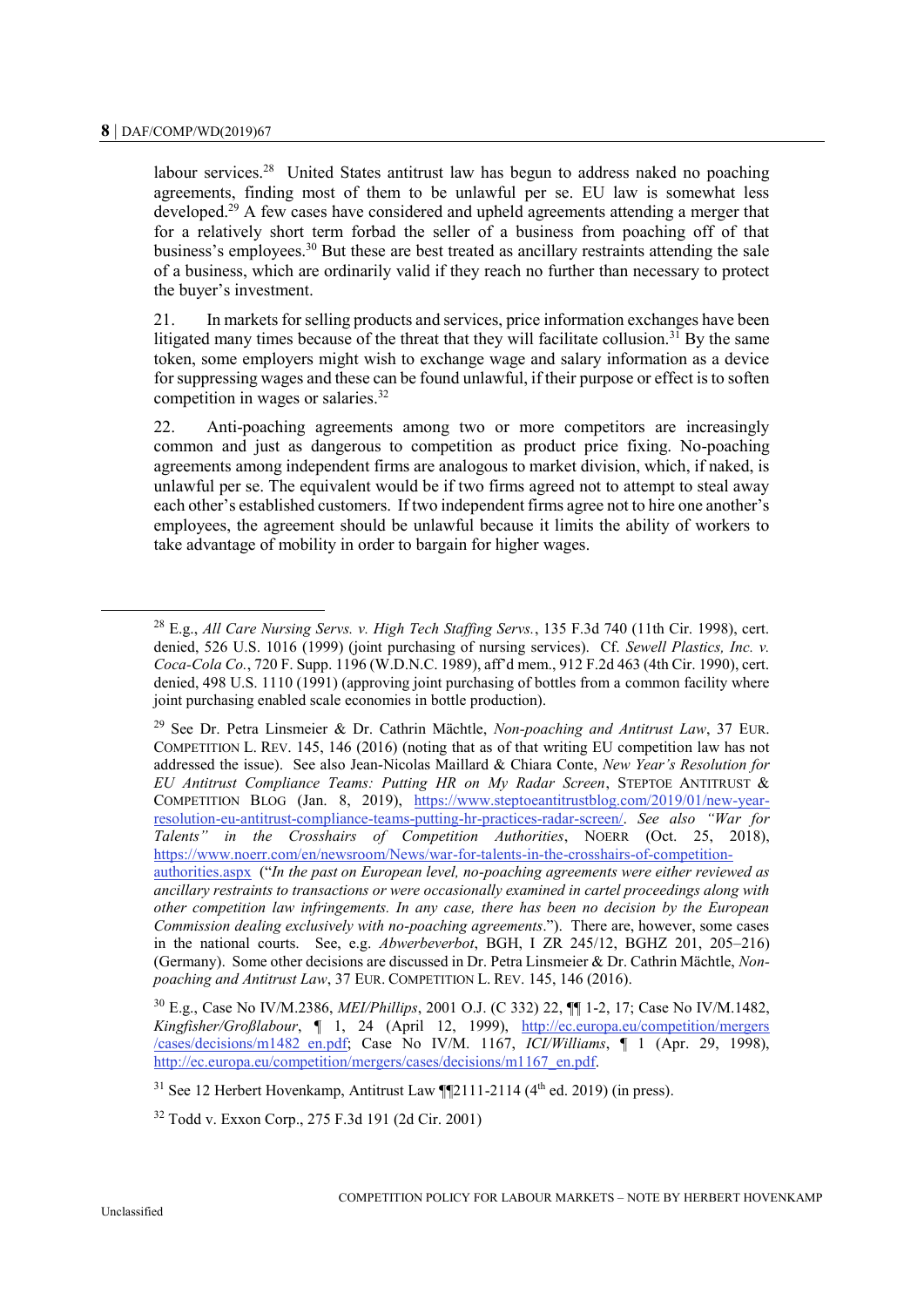labour services.[28] United States antitrust law has begun to address naked no poaching agreements, finding most of them to be unlawful per se. EU law is somewhat less developed.[29] A few cases have considered and upheld agreements attending a merger that for a relatively short term forbad the seller of a business from poaching off of that business's employees.[30] But these are best treated as ancillary restraints attending the sale of a business, which are ordinarily valid if they reach no further than necessary to protect the buyer's investment.

21. In markets for selling products and services, price information exchanges have been litigated many times because of the threat that they will facilitate collusion.[31] By the same token, some employers might wish to exchange wage and salary information as a device for suppressing wages and these can be found unlawful, if their purpose or effect is to soften competition in wages or salaries.[32]

22. Anti-poaching agreements among two or more competitors are increasingly common and just as dangerous to competition as product price fixing. No-poaching agreements among independent firms are analogous to market division, which, if naked, is unlawful per se. The equivalent would be if two firms agreed not to attempt to steal away each other's established customers. If two independent firms agree not to hire one another's employees, the agreement should be unlawful because it limits the ability of workers to take advantage of mobility in order to bargain for higher wages.

---

[28] E.g., *All Care Nursing Servs. v. High Tech Staffing Servs.*, 135 F.3d 740 (11th Cir. 1998), cert. denied, 526 U.S. 1016 (1999) (joint purchasing of nursing services). Cf. *Sewell Plastics, Inc. v. Coca-Cola Co.*, 720 F. Supp. 1196 (W.D.N.C. 1989), aff'd mem., 912 F.2d 463 (4th Cir. 1990), cert. denied, 498 U.S. 1110 (1991) (approving joint purchasing of bottles from a common facility where joint purchasing enabled scale economies in bottle production).

[29] See Dr. Petra Linsmeier & Dr. Cathrin Mächtle, *Non-poaching and Antitrust Law*, 37 EUR. COMPETITION L. REV. 145, 146 (2016) (noting that as of that writing EU competition law has not addressed the issue). See also Jean-Nicolas Maillard & Chiara Conte, *New Year's Resolution for EU Antitrust Compliance Teams: Putting HR on My Radar Screen*, STEPTOE ANTITRUST & COMPETITION BLOG (Jan. 8, 2019), https://www.steptoeantitrustblog.com/2019/01/new-year-resolution-eu-antitrust-compliance-teams-putting-hr-practices-radar-screen/. *See also "War for Talents" in the Crosshairs of Competition Authorities*, NOERR (Oct. 25, 2018), https://www.noerr.com/en/newsroom/News/war-for-talents-in-the-crosshairs-of-competition-authorities.aspx ("*In the past on European level, no-poaching agreements were either reviewed as ancillary restraints to transactions or were occasionally examined in cartel proceedings along with other competition law infringements. In any case, there has been no decision by the European Commission dealing exclusively with no-poaching agreements*."). There are, however, some cases in the national courts. See, e.g. *Abwerbeverbot*, BGH, I ZR 245/12, BGHZ 201, 205–216) (Germany). Some other decisions are discussed in Dr. Petra Linsmeier & Dr. Cathrin Mächtle, *Non-poaching and Antitrust Law*, 37 EUR. COMPETITION L. REV. 145, 146 (2016).

[30] E.g., Case No IV/M.2386, *MEI/Phillips*, 2001 O.J. (C 332) 22, ¶¶ 1-2, 17; Case No IV/M.1482, *Kingfisher/Großlabour*, ¶ 1, 24 (April 12, 1999), http://ec.europa.eu/competition/mergers/cases/decisions/m1482_en.pdf; Case No IV/M. 1167, *ICI/Williams*, ¶ 1 (Apr. 29, 1998), http://ec.europa.eu/competition/mergers/cases/decisions/m1167_en.pdf.

[31] See 12 Herbert Hovenkamp, Antitrust Law ¶¶2111-2114 (4th ed. 2019) (in press).

[32] Todd v. Exxon Corp., 275 F.3d 191 (2d Cir. 2001)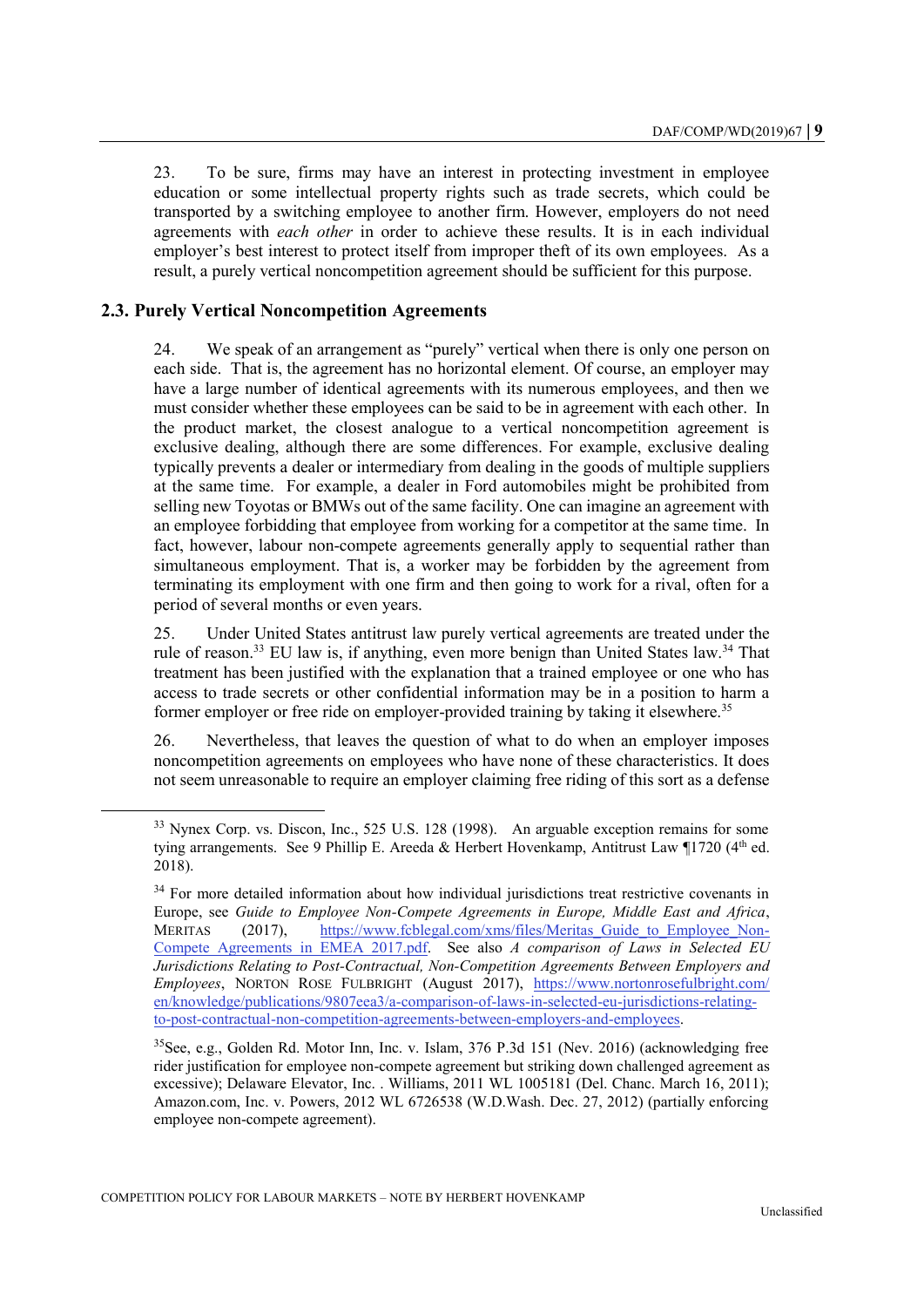23. To be sure, firms may have an interest in protecting investment in employee education or some intellectual property rights such as trade secrets, which could be transported by a switching employee to another firm. However, employers do not need agreements with *each other* in order to achieve these results. It is in each individual employer's best interest to protect itself from improper theft of its own employees. As a result, a purely vertical noncompetition agreement should be sufficient for this purpose.

### 2.3. Purely Vertical Noncompetition Agreements

24. We speak of an arrangement as "purely" vertical when there is only one person on each side. That is, the agreement has no horizontal element. Of course, an employer may have a large number of identical agreements with its numerous employees, and then we must consider whether these employees can be said to be in agreement with each other. In the product market, the closest analogue to a vertical noncompetition agreement is exclusive dealing, although there are some differences. For example, exclusive dealing typically prevents a dealer or intermediary from dealing in the goods of multiple suppliers at the same time. For example, a dealer in Ford automobiles might be prohibited from selling new Toyotas or BMWs out of the same facility. One can imagine an agreement with an employee forbidding that employee from working for a competitor at the same time. In fact, however, labour non-compete agreements generally apply to sequential rather than simultaneous employment. That is, a worker may be forbidden by the agreement from terminating its employment with one firm and then going to work for a rival, often for a period of several months or even years.

25. Under United States antitrust law purely vertical agreements are treated under the rule of reason.[33] EU law is, if anything, even more benign than United States law.[34] That treatment has been justified with the explanation that a trained employee or one who has access to trade secrets or other confidential information may be in a position to harm a former employer or free ride on employer-provided training by taking it elsewhere.[35]

26. Nevertheless, that leaves the question of what to do when an employer imposes noncompetition agreements on employees who have none of these characteristics. It does not seem unreasonable to require an employer claiming free riding of this sort as a defense

---

[33] Nynex Corp. vs. Discon, Inc., 525 U.S. 128 (1998). An arguable exception remains for some tying arrangements. See 9 Phillip E. Areeda & Herbert Hovenkamp, Antitrust Law ¶1720 (4th ed. 2018).

[34] For more detailed information about how individual jurisdictions treat restrictive covenants in Europe, see *Guide to Employee Non-Compete Agreements in Europe, Middle East and Africa*, MERITAS (2017), https://www.fcblegal.com/xms/files/Meritas_Guide_to_Employee_Non-Compete_Agreements_in_EMEA_2017.pdf. See also *A comparison of Laws in Selected EU Jurisdictions Relating to Post-Contractual, Non-Competition Agreements Between Employers and Employees*, NORTON ROSE FULBRIGHT (August 2017), https://www.nortonrosefulbright.com/en/knowledge/publications/9807eea3/a-comparison-of-laws-in-selected-eu-jurisdictions-relating-to-post-contractual-non-competition-agreements-between-employers-and-employees.

[35] See, e.g., Golden Rd. Motor Inn, Inc. v. Islam, 376 P.3d 151 (Nev. 2016) (acknowledging free rider justification for employee non-compete agreement but striking down challenged agreement as excessive); Delaware Elevator, Inc. . Williams, 2011 WL 1005181 (Del. Chanc. March 16, 2011); Amazon.com, Inc. v. Powers, 2012 WL 6726538 (W.D.Wash. Dec. 27, 2012) (partially enforcing employee non-compete agreement).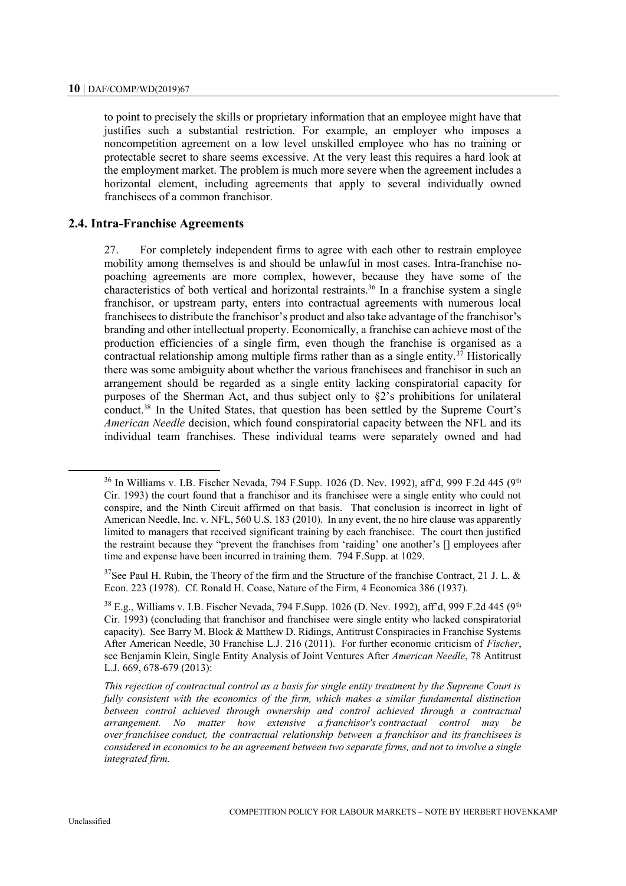to point to precisely the skills or proprietary information that an employee might have that justifies such a substantial restriction. For example, an employer who imposes a noncompetition agreement on a low level unskilled employee who has no training or protectable secret to share seems excessive. At the very least this requires a hard look at the employment market. The problem is much more severe when the agreement includes a horizontal element, including agreements that apply to several individually owned franchisees of a common franchisor.

## 2.4. Intra-Franchise Agreements

27. For completely independent firms to agree with each other to restrain employee mobility among themselves is and should be unlawful in most cases. Intra-franchise no-poaching agreements are more complex, however, because they have some of the characteristics of both vertical and horizontal restraints.[36] In a franchise system a single franchisor, or upstream party, enters into contractual agreements with numerous local franchisees to distribute the franchisor's product and also take advantage of the franchisor's branding and other intellectual property. Economically, a franchise can achieve most of the production efficiencies of a single firm, even though the franchise is organised as a contractual relationship among multiple firms rather than as a single entity.[37] Historically there was some ambiguity about whether the various franchisees and franchisor in such an arrangement should be regarded as a single entity lacking conspiratorial capacity for purposes of the Sherman Act, and thus subject only to §2's prohibitions for unilateral conduct.[38] In the United States, that question has been settled by the Supreme Court's *American Needle* decision, which found conspiratorial capacity between the NFL and its individual team franchises. These individual teams were separately owned and had

[36] In Williams v. I.B. Fischer Nevada, 794 F.Supp. 1026 (D. Nev. 1992), aff'd, 999 F.2d 445 (9th Cir. 1993) the court found that a franchisor and its franchisee were a single entity who could not conspire, and the Ninth Circuit affirmed on that basis. That conclusion is incorrect in light of American Needle, Inc. v. NFL, 560 U.S. 183 (2010). In any event, the no hire clause was apparently limited to managers that received significant training by each franchisee. The court then justified the restraint because they "prevent the franchises from 'raiding' one another's [] employees after time and expense have been incurred in training them. 794 F.Supp. at 1029.

[37] See Paul H. Rubin, the Theory of the firm and the Structure of the franchise Contract, 21 J. L. & Econ. 223 (1978). Cf. Ronald H. Coase, Nature of the Firm, 4 Economica 386 (1937).

[38] E.g., Williams v. I.B. Fischer Nevada, 794 F.Supp. 1026 (D. Nev. 1992), aff'd, 999 F.2d 445 (9th Cir. 1993) (concluding that franchisor and franchisee were single entity who lacked conspiratorial capacity). See Barry M. Block & Matthew D. Ridings, Antitrust Conspiracies in Franchise Systems After American Needle, 30 Franchise L.J. 216 (2011). For further economic criticism of *Fischer*, see Benjamin Klein, Single Entity Analysis of Joint Ventures After *American Needle*, 78 Antitrust L.J. 669, 678-679 (2013):

*This rejection of contractual control as a basis for single entity treatment by the Supreme Court is fully consistent with the economics of the firm, which makes a similar fundamental distinction between control achieved through ownership and control achieved through a contractual arrangement. No matter how extensive a franchisor's contractual control may be over franchisee conduct, the contractual relationship between a franchisor and its franchisees is considered in economics to be an agreement between two separate firms, and not to involve a single integrated firm.*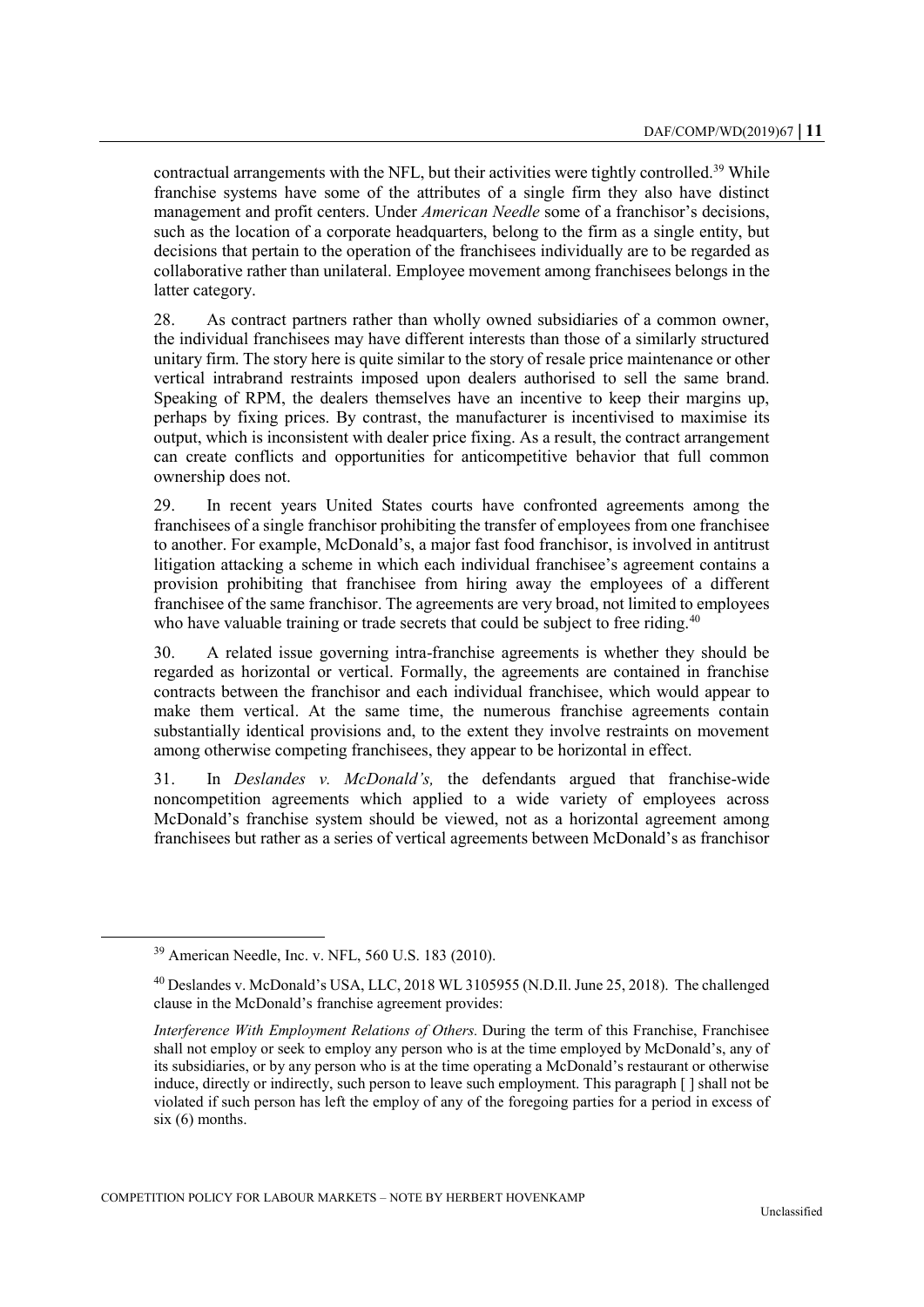contractual arrangements with the NFL, but their activities were tightly controlled.[39] While franchise systems have some of the attributes of a single firm they also have distinct management and profit centers. Under *American Needle* some of a franchisor's decisions, such as the location of a corporate headquarters, belong to the firm as a single entity, but decisions that pertain to the operation of the franchisees individually are to be regarded as collaborative rather than unilateral. Employee movement among franchisees belongs in the latter category.

28. As contract partners rather than wholly owned subsidiaries of a common owner, the individual franchisees may have different interests than those of a similarly structured unitary firm. The story here is quite similar to the story of resale price maintenance or other vertical intrabrand restraints imposed upon dealers authorised to sell the same brand. Speaking of RPM, the dealers themselves have an incentive to keep their margins up, perhaps by fixing prices. By contrast, the manufacturer is incentivised to maximise its output, which is inconsistent with dealer price fixing. As a result, the contract arrangement can create conflicts and opportunities for anticompetitive behavior that full common ownership does not.

29. In recent years United States courts have confronted agreements among the franchisees of a single franchisor prohibiting the transfer of employees from one franchisee to another. For example, McDonald's, a major fast food franchisor, is involved in antitrust litigation attacking a scheme in which each individual franchisee's agreement contains a provision prohibiting that franchisee from hiring away the employees of a different franchisee of the same franchisor. The agreements are very broad, not limited to employees who have valuable training or trade secrets that could be subject to free riding.[40]

30. A related issue governing intra-franchise agreements is whether they should be regarded as horizontal or vertical. Formally, the agreements are contained in franchise contracts between the franchisor and each individual franchisee, which would appear to make them vertical. At the same time, the numerous franchise agreements contain substantially identical provisions and, to the extent they involve restraints on movement among otherwise competing franchisees, they appear to be horizontal in effect.

31. In *Deslandes v. McDonald's,* the defendants argued that franchise-wide noncompetition agreements which applied to a wide variety of employees across McDonald's franchise system should be viewed, not as a horizontal agreement among franchisees but rather as a series of vertical agreements between McDonald's as franchisor

---

[39] American Needle, Inc. v. NFL, 560 U.S. 183 (2010).

[40] Deslandes v. McDonald's USA, LLC, 2018 WL 3105955 (N.D.Il. June 25, 2018). The challenged clause in the McDonald's franchise agreement provides:

*Interference With Employment Relations of Others.* During the term of this Franchise, Franchisee shall not employ or seek to employ any person who is at the time employed by McDonald's, any of its subsidiaries, or by any person who is at the time operating a McDonald's restaurant or otherwise induce, directly or indirectly, such person to leave such employment. This paragraph [ ] shall not be violated if such person has left the employ of any of the foregoing parties for a period in excess of six (6) months.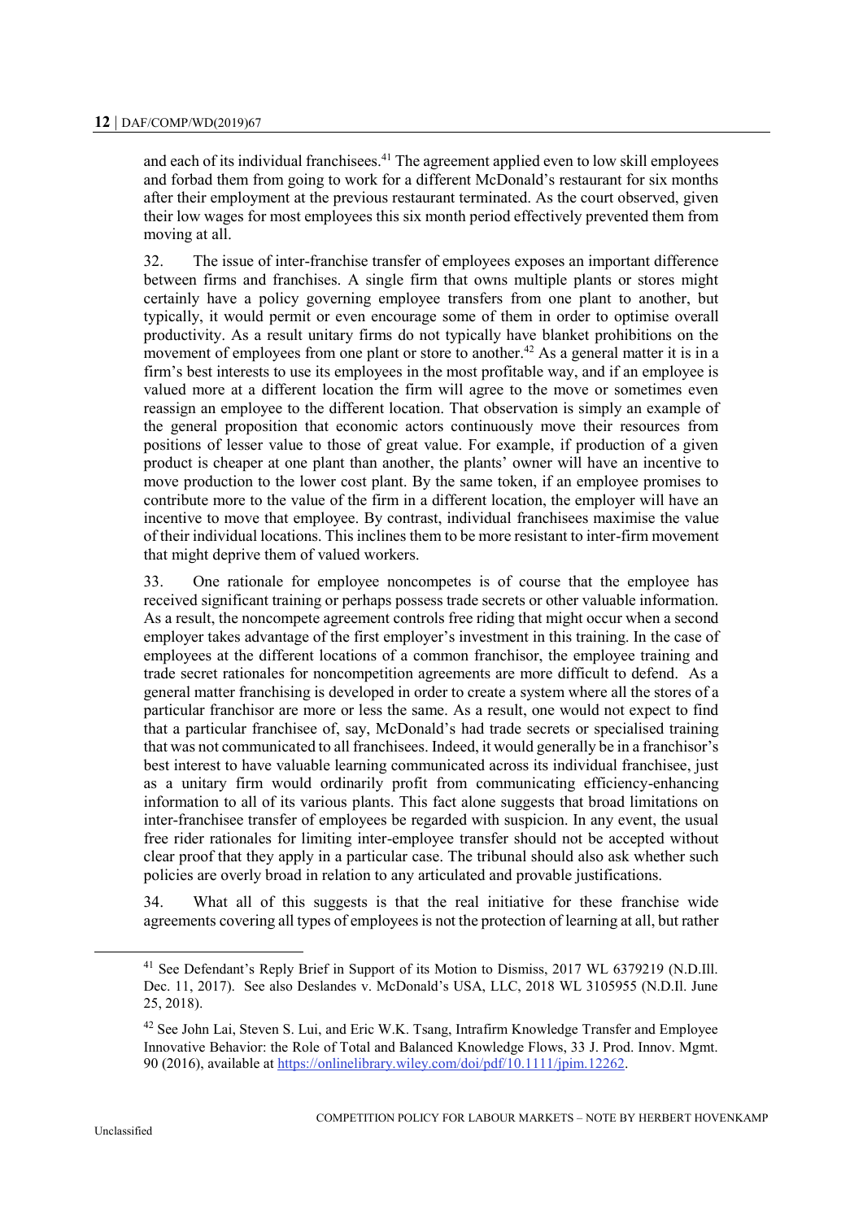and each of its individual franchisees.[41] The agreement applied even to low skill employees and forbad them from going to work for a different McDonald's restaurant for six months after their employment at the previous restaurant terminated. As the court observed, given their low wages for most employees this six month period effectively prevented them from moving at all.

32. The issue of inter-franchise transfer of employees exposes an important difference between firms and franchises. A single firm that owns multiple plants or stores might certainly have a policy governing employee transfers from one plant to another, but typically, it would permit or even encourage some of them in order to optimise overall productivity. As a result unitary firms do not typically have blanket prohibitions on the movement of employees from one plant or store to another.[42] As a general matter it is in a firm's best interests to use its employees in the most profitable way, and if an employee is valued more at a different location the firm will agree to the move or sometimes even reassign an employee to the different location. That observation is simply an example of the general proposition that economic actors continuously move their resources from positions of lesser value to those of great value. For example, if production of a given product is cheaper at one plant than another, the plants' owner will have an incentive to move production to the lower cost plant. By the same token, if an employee promises to contribute more to the value of the firm in a different location, the employer will have an incentive to move that employee. By contrast, individual franchisees maximise the value of their individual locations. This inclines them to be more resistant to inter-firm movement that might deprive them of valued workers.

33. One rationale for employee noncompetes is of course that the employee has received significant training or perhaps possess trade secrets or other valuable information. As a result, the noncompete agreement controls free riding that might occur when a second employer takes advantage of the first employer's investment in this training. In the case of employees at the different locations of a common franchisor, the employee training and trade secret rationales for noncompetition agreements are more difficult to defend. As a general matter franchising is developed in order to create a system where all the stores of a particular franchisor are more or less the same. As a result, one would not expect to find that a particular franchisee of, say, McDonald's had trade secrets or specialised training that was not communicated to all franchisees. Indeed, it would generally be in a franchisor's best interest to have valuable learning communicated across its individual franchisee, just as a unitary firm would ordinarily profit from communicating efficiency-enhancing information to all of its various plants. This fact alone suggests that broad limitations on inter-franchisee transfer of employees be regarded with suspicion. In any event, the usual free rider rationales for limiting inter-employee transfer should not be accepted without clear proof that they apply in a particular case. The tribunal should also ask whether such policies are overly broad in relation to any articulated and provable justifications.

34. What all of this suggests is that the real initiative for these franchise wide agreements covering all types of employees is not the protection of learning at all, but rather

[41] See Defendant's Reply Brief in Support of its Motion to Dismiss, 2017 WL 6379219 (N.D.Ill. Dec. 11, 2017). See also Deslandes v. McDonald's USA, LLC, 2018 WL 3105955 (N.D.Il. June 25, 2018).

[42] See John Lai, Steven S. Lui, and Eric W.K. Tsang, Intrafirm Knowledge Transfer and Employee Innovative Behavior: the Role of Total and Balanced Knowledge Flows, 33 J. Prod. Innov. Mgmt. 90 (2016), available at https://onlinelibrary.wiley.com/doi/pdf/10.1111/jpim.12262.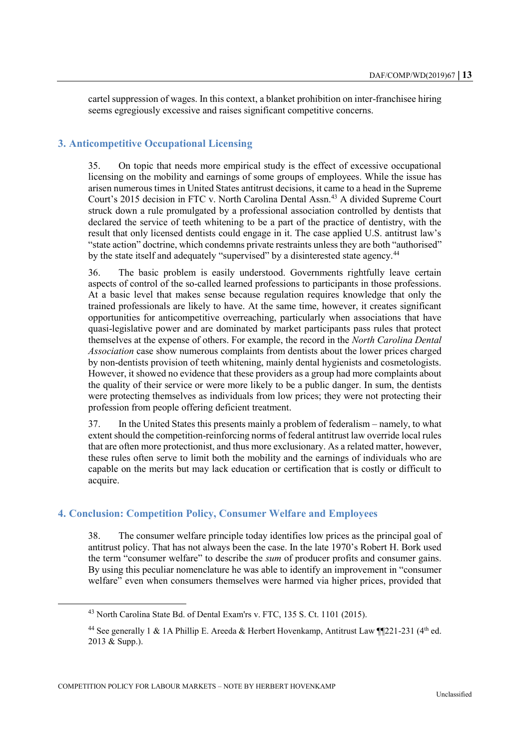cartel suppression of wages. In this context, a blanket prohibition on inter-franchisee hiring seems egregiously excessive and raises significant competitive concerns.

## 3. Anticompetitive Occupational Licensing

35. On topic that needs more empirical study is the effect of excessive occupational licensing on the mobility and earnings of some groups of employees. While the issue has arisen numerous times in United States antitrust decisions, it came to a head in the Supreme Court's 2015 decision in FTC v. North Carolina Dental Assn.[43] A divided Supreme Court struck down a rule promulgated by a professional association controlled by dentists that declared the service of teeth whitening to be a part of the practice of dentistry, with the result that only licensed dentists could engage in it. The case applied U.S. antitrust law's "state action" doctrine, which condemns private restraints unless they are both "authorised" by the state itself and adequately "supervised" by a disinterested state agency.[44]

36. The basic problem is easily understood. Governments rightfully leave certain aspects of control of the so-called learned professions to participants in those professions. At a basic level that makes sense because regulation requires knowledge that only the trained professionals are likely to have. At the same time, however, it creates significant opportunities for anticompetitive overreaching, particularly when associations that have quasi-legislative power and are dominated by market participants pass rules that protect themselves at the expense of others. For example, the record in the *North Carolina Dental Association* case show numerous complaints from dentists about the lower prices charged by non-dentists provision of teeth whitening, mainly dental hygienists and cosmetologists. However, it showed no evidence that these providers as a group had more complaints about the quality of their service or were more likely to be a public danger. In sum, the dentists were protecting themselves as individuals from low prices; they were not protecting their profession from people offering deficient treatment.

37. In the United States this presents mainly a problem of federalism – namely, to what extent should the competition-reinforcing norms of federal antitrust law override local rules that are often more protectionist, and thus more exclusionary. As a related matter, however, these rules often serve to limit both the mobility and the earnings of individuals who are capable on the merits but may lack education or certification that is costly or difficult to acquire.

## 4. Conclusion: Competition Policy, Consumer Welfare and Employees

38. The consumer welfare principle today identifies low prices as the principal goal of antitrust policy. That has not always been the case. In the late 1970's Robert H. Bork used the term "consumer welfare" to describe the *sum* of producer profits and consumer gains. By using this peculiar nomenclature he was able to identify an improvement in "consumer welfare" even when consumers themselves were harmed via higher prices, provided that

---

[43] North Carolina State Bd. of Dental Exam'rs v. FTC, 135 S. Ct. 1101 (2015).

[44] See generally 1 & 1A Phillip E. Areeda & Herbert Hovenkamp, Antitrust Law ¶¶221-231 (4th ed. 2013 & Supp.).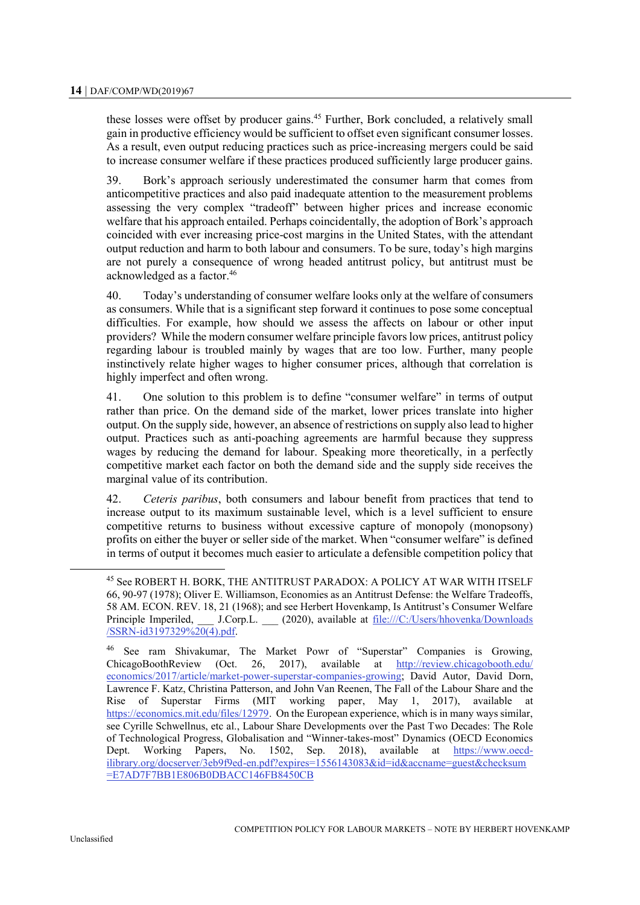these losses were offset by producer gains.[45] Further, Bork concluded, a relatively small gain in productive efficiency would be sufficient to offset even significant consumer losses. As a result, even output reducing practices such as price-increasing mergers could be said to increase consumer welfare if these practices produced sufficiently large producer gains.

39. Bork's approach seriously underestimated the consumer harm that comes from anticompetitive practices and also paid inadequate attention to the measurement problems assessing the very complex "tradeoff" between higher prices and increase economic welfare that his approach entailed. Perhaps coincidentally, the adoption of Bork's approach coincided with ever increasing price-cost margins in the United States, with the attendant output reduction and harm to both labour and consumers. To be sure, today's high margins are not purely a consequence of wrong headed antitrust policy, but antitrust must be acknowledged as a factor.[46]

40. Today's understanding of consumer welfare looks only at the welfare of consumers as consumers. While that is a significant step forward it continues to pose some conceptual difficulties. For example, how should we assess the affects on labour or other input providers? While the modern consumer welfare principle favors low prices, antitrust policy regarding labour is troubled mainly by wages that are too low. Further, many people instinctively relate higher wages to higher consumer prices, although that correlation is highly imperfect and often wrong.

41. One solution to this problem is to define "consumer welfare" in terms of output rather than price. On the demand side of the market, lower prices translate into higher output. On the supply side, however, an absence of restrictions on supply also lead to higher output. Practices such as anti-poaching agreements are harmful because they suppress wages by reducing the demand for labour. Speaking more theoretically, in a perfectly competitive market each factor on both the demand side and the supply side receives the marginal value of its contribution.

42. *Ceteris paribus*, both consumers and labour benefit from practices that tend to increase output to its maximum sustainable level, which is a level sufficient to ensure competitive returns to business without excessive capture of monopoly (monopsony) profits on either the buyer or seller side of the market. When "consumer welfare" is defined in terms of output it becomes much easier to articulate a defensible competition policy that

---

[45] See ROBERT H. BORK, THE ANTITRUST PARADOX: A POLICY AT WAR WITH ITSELF 66, 90-97 (1978); Oliver E. Williamson, Economies as an Antitrust Defense: the Welfare Tradeoffs, 58 AM. ECON. REV. 18, 21 (1968); and see Herbert Hovenkamp, Is Antitrust's Consumer Welfare Principle Imperiled, ___ J.Corp.L. ___ (2020), available at file:///C:/Users/hhovenka/Downloads/SSRN-id3197329%20(4).pdf.

[46] See ram Shivakumar, The Market Powr of "Superstar" Companies is Growing, ChicagoBoothReview (Oct. 26, 2017), available at http://review.chicagobooth.edu/economics/2017/article/market-power-superstar-companies-growing; David Autor, David Dorn, Lawrence F. Katz, Christina Patterson, and John Van Reenen, The Fall of the Labour Share and the Rise of Superstar Firms (MIT working paper, May 1, 2017), available at https://economics.mit.edu/files/12979. On the European experience, which is in many ways similar, see Cyrille Schwellnus, etc al., Labour Share Developments over the Past Two Decades: The Role of Technological Progress, Globalisation and "Winner-takes-most" Dynamics (OECD Economics Dept. Working Papers, No. 1502, Sep. 2018), available at https://www.oecd-ilibrary.org/docserver/3eb9f9ed-en.pdf?expires=1556143083&id=id&accname=guest&checksum=E7AD7F7BB1E806B0DBACC146FB8450CB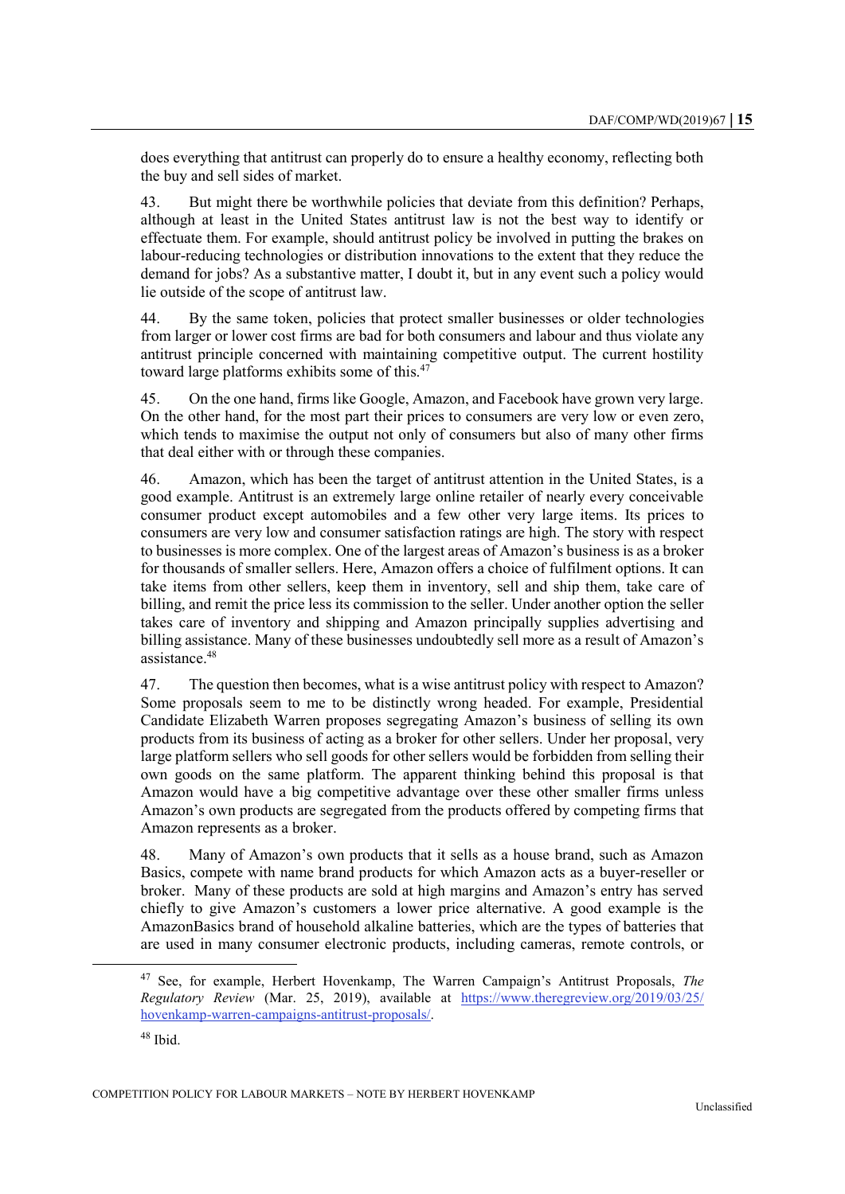does everything that antitrust can properly do to ensure a healthy economy, reflecting both the buy and sell sides of market.

43. But might there be worthwhile policies that deviate from this definition? Perhaps, although at least in the United States antitrust law is not the best way to identify or effectuate them. For example, should antitrust policy be involved in putting the brakes on labour-reducing technologies or distribution innovations to the extent that they reduce the demand for jobs? As a substantive matter, I doubt it, but in any event such a policy would lie outside of the scope of antitrust law.

44. By the same token, policies that protect smaller businesses or older technologies from larger or lower cost firms are bad for both consumers and labour and thus violate any antitrust principle concerned with maintaining competitive output. The current hostility toward large platforms exhibits some of this.[47]

45. On the one hand, firms like Google, Amazon, and Facebook have grown very large. On the other hand, for the most part their prices to consumers are very low or even zero, which tends to maximise the output not only of consumers but also of many other firms that deal either with or through these companies.

46. Amazon, which has been the target of antitrust attention in the United States, is a good example. Antitrust is an extremely large online retailer of nearly every conceivable consumer product except automobiles and a few other very large items. Its prices to consumers are very low and consumer satisfaction ratings are high. The story with respect to businesses is more complex. One of the largest areas of Amazon's business is as a broker for thousands of smaller sellers. Here, Amazon offers a choice of fulfilment options. It can take items from other sellers, keep them in inventory, sell and ship them, take care of billing, and remit the price less its commission to the seller. Under another option the seller takes care of inventory and shipping and Amazon principally supplies advertising and billing assistance. Many of these businesses undoubtedly sell more as a result of Amazon's assistance.[48]

47. The question then becomes, what is a wise antitrust policy with respect to Amazon? Some proposals seem to me to be distinctly wrong headed. For example, Presidential Candidate Elizabeth Warren proposes segregating Amazon's business of selling its own products from its business of acting as a broker for other sellers. Under her proposal, very large platform sellers who sell goods for other sellers would be forbidden from selling their own goods on the same platform. The apparent thinking behind this proposal is that Amazon would have a big competitive advantage over these other smaller firms unless Amazon's own products are segregated from the products offered by competing firms that Amazon represents as a broker.

48. Many of Amazon's own products that it sells as a house brand, such as Amazon Basics, compete with name brand products for which Amazon acts as a buyer-reseller or broker. Many of these products are sold at high margins and Amazon's entry has served chiefly to give Amazon's customers a lower price alternative. A good example is the AmazonBasics brand of household alkaline batteries, which are the types of batteries that are used in many consumer electronic products, including cameras, remote controls, or

[47] See, for example, Herbert Hovenkamp, The Warren Campaign's Antitrust Proposals, *The Regulatory Review* (Mar. 25, 2019), available at https://www.theregreview.org/2019/03/25/hovenkamp-warren-campaigns-antitrust-proposals/.

[48] Ibid.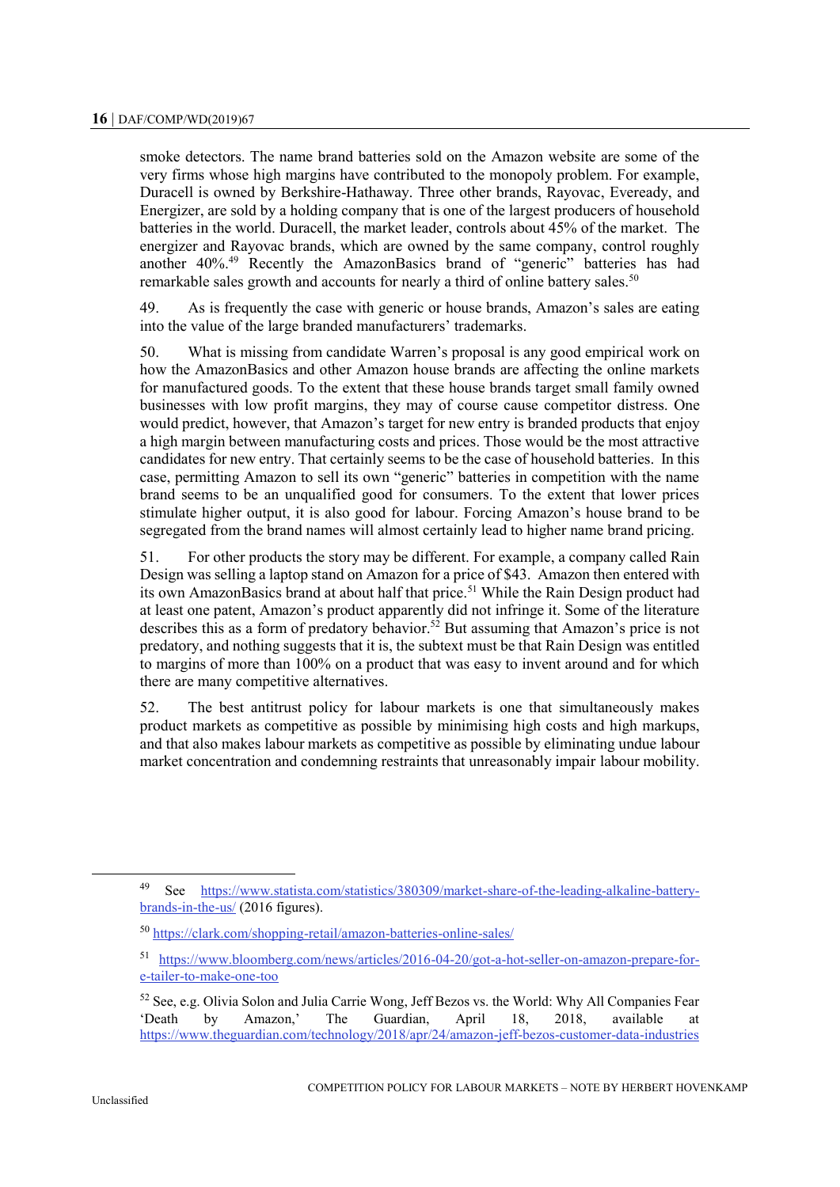smoke detectors. The name brand batteries sold on the Amazon website are some of the very firms whose high margins have contributed to the monopoly problem. For example, Duracell is owned by Berkshire-Hathaway. Three other brands, Rayovac, Eveready, and Energizer, are sold by a holding company that is one of the largest producers of household batteries in the world. Duracell, the market leader, controls about 45% of the market. The energizer and Rayovac brands, which are owned by the same company, control roughly another 40%.[49] Recently the AmazonBasics brand of "generic" batteries has had remarkable sales growth and accounts for nearly a third of online battery sales.[50]

49. As is frequently the case with generic or house brands, Amazon's sales are eating into the value of the large branded manufacturers' trademarks.

50. What is missing from candidate Warren's proposal is any good empirical work on how the AmazonBasics and other Amazon house brands are affecting the online markets for manufactured goods. To the extent that these house brands target small family owned businesses with low profit margins, they may of course cause competitor distress. One would predict, however, that Amazon's target for new entry is branded products that enjoy a high margin between manufacturing costs and prices. Those would be the most attractive candidates for new entry. That certainly seems to be the case of household batteries. In this case, permitting Amazon to sell its own "generic" batteries in competition with the name brand seems to be an unqualified good for consumers. To the extent that lower prices stimulate higher output, it is also good for labour. Forcing Amazon's house brand to be segregated from the brand names will almost certainly lead to higher name brand pricing.

51. For other products the story may be different. For example, a company called Rain Design was selling a laptop stand on Amazon for a price of $43. Amazon then entered with its own AmazonBasics brand at about half that price.[51] While the Rain Design product had at least one patent, Amazon's product apparently did not infringe it. Some of the literature describes this as a form of predatory behavior.[52] But assuming that Amazon's price is not predatory, and nothing suggests that it is, the subtext must be that Rain Design was entitled to margins of more than 100% on a product that was easy to invent around and for which there are many competitive alternatives.

52. The best antitrust policy for labour markets is one that simultaneously makes product markets as competitive as possible by minimising high costs and high markups, and that also makes labour markets as competitive as possible by eliminating undue labour market concentration and condemning restraints that unreasonably impair labour mobility.

---

[49] See https://www.statista.com/statistics/380309/market-share-of-the-leading-alkaline-battery-brands-in-the-us/ (2016 figures).

[50] https://clark.com/shopping-retail/amazon-batteries-online-sales/

[51] https://www.bloomberg.com/news/articles/2016-04-20/got-a-hot-seller-on-amazon-prepare-for-e-tailer-to-make-one-too

[52] See, e.g. Olivia Solon and Julia Carrie Wong, Jeff Bezos vs. the World: Why All Companies Fear 'Death by Amazon,' The Guardian, April 18, 2018, available at https://www.theguardian.com/technology/2018/apr/24/amazon-jeff-bezos-customer-data-industries